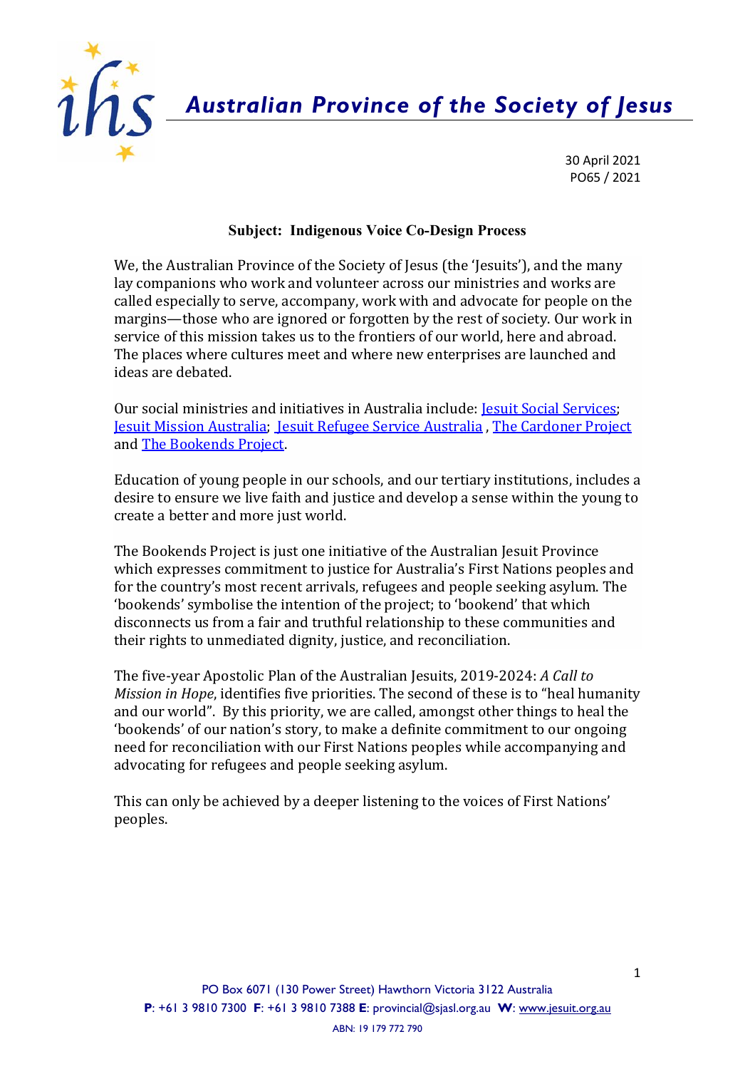# Australian Province of the Society of Jesus

30 April 2021
PO65 / 2021

**Subject: Indigenous Voice Co-Design Process**

We, the Australian Province of the Society of Jesus (the 'Jesuits'), and the many lay companions who work and volunteer across our ministries and works are called especially to serve, accompany, work with and advocate for people on the margins—those who are ignored or forgotten by the rest of society. Our work in service of this mission takes us to the frontiers of our world, here and abroad. The places where cultures meet and where new enterprises are launched and ideas are debated.

Our social ministries and initiatives in Australia include: Jesuit Social Services; Jesuit Mission Australia; Jesuit Refugee Service Australia , The Cardoner Project and The Bookends Project.

Education of young people in our schools, and our tertiary institutions, includes a desire to ensure we live faith and justice and develop a sense within the young to create a better and more just world.

The Bookends Project is just one initiative of the Australian Jesuit Province which expresses commitment to justice for Australia's First Nations peoples and for the country's most recent arrivals, refugees and people seeking asylum. The 'bookends' symbolise the intention of the project; to 'bookend' that which disconnects us from a fair and truthful relationship to these communities and their rights to unmediated dignity, justice, and reconciliation.

The five-year Apostolic Plan of the Australian Jesuits, 2019-2024: *A Call to Mission in Hope*, identifies five priorities. The second of these is to "heal humanity and our world". By this priority, we are called, amongst other things to heal the 'bookends' of our nation's story, to make a definite commitment to our ongoing need for reconciliation with our First Nations peoples while accompanying and advocating for refugees and people seeking asylum.

This can only be achieved by a deeper listening to the voices of First Nations' peoples.

PO Box 6071 (130 Power Street) Hawthorn Victoria 3122 Australia
**P**: +61 3 9810 7300 **F**: +61 3 9810 7388 **E**: provincial@sjasl.org.au **W**: www.jesuit.org.au
ABN: 19 179 772 790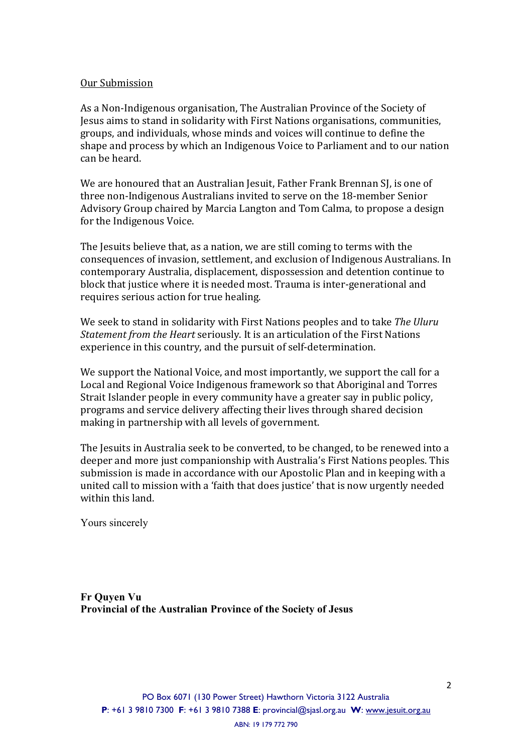Our Submission

As a Non-Indigenous organisation, The Australian Province of the Society of Jesus aims to stand in solidarity with First Nations organisations, communities, groups, and individuals, whose minds and voices will continue to define the shape and process by which an Indigenous Voice to Parliament and to our nation can be heard.

We are honoured that an Australian Jesuit, Father Frank Brennan SJ, is one of three non-Indigenous Australians invited to serve on the 18-member Senior Advisory Group chaired by Marcia Langton and Tom Calma, to propose a design for the Indigenous Voice.

The Jesuits believe that, as a nation, we are still coming to terms with the consequences of invasion, settlement, and exclusion of Indigenous Australians. In contemporary Australia, displacement, dispossession and detention continue to block that justice where it is needed most. Trauma is inter-generational and requires serious action for true healing.

We seek to stand in solidarity with First Nations peoples and to take *The Uluru Statement from the Heart* seriously. It is an articulation of the First Nations experience in this country, and the pursuit of self-determination.

We support the National Voice, and most importantly, we support the call for a Local and Regional Voice Indigenous framework so that Aboriginal and Torres Strait Islander people in every community have a greater say in public policy, programs and service delivery affecting their lives through shared decision making in partnership with all levels of government.

The Jesuits in Australia seek to be converted, to be changed, to be renewed into a deeper and more just companionship with Australia's First Nations peoples. This submission is made in accordance with our Apostolic Plan and in keeping with a united call to mission with a 'faith that does justice' that is now urgently needed within this land.

Yours sincerely

**Fr Quyen Vu**
**Provincial of the Australian Province of the Society of Jesus**

PO Box 6071 (130 Power Street) Hawthorn Victoria 3122 Australia
**P**: +61 3 9810 7300 **F**: +61 3 9810 7388 **E**: provincial@sjasl.org.au **W**: www.jesuit.org.au
ABN: 19 179 772 790